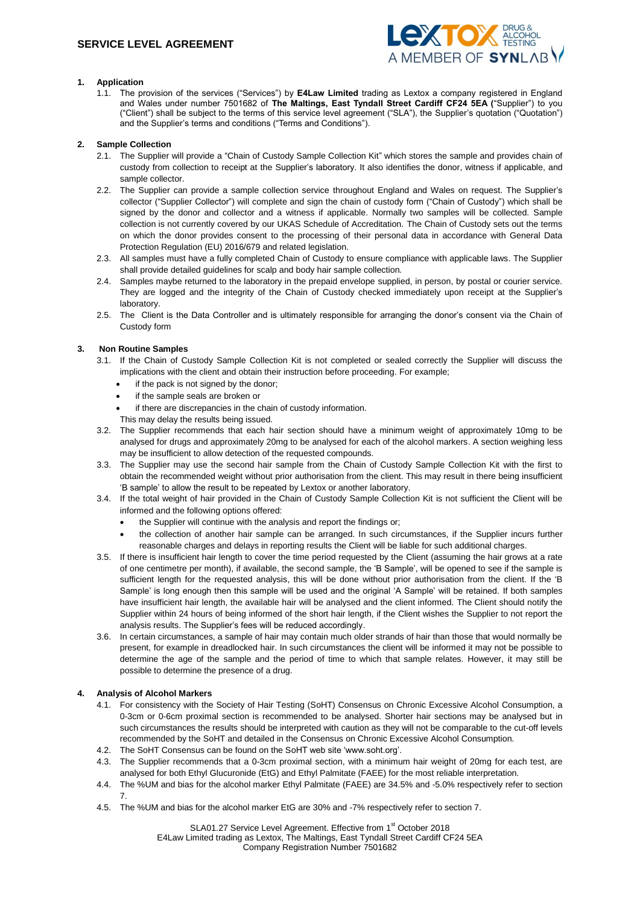# SERVICE LEVEL AGREEMENT

## 1. Application

1.1. The provision of the services ("Services") by **E4Law Limited** trading as Lextox a company registered in England and Wales under number 7501682 of **The Maltings, East Tyndall Street Cardiff CF24 5EA (**"Supplier") to you ("Client") shall be subject to the terms of this service level agreement ("SLA"), the Supplier's quotation ("Quotation") and the Supplier's terms and conditions ("Terms and Conditions").

## 2. Sample Collection

2.1. The Supplier will provide a "Chain of Custody Sample Collection Kit" which stores the sample and provides chain of custody from collection to receipt at the Supplier's laboratory. It also identifies the donor, witness if applicable, and sample collector.

2.2. The Supplier can provide a sample collection service throughout England and Wales on request. The Supplier's collector ("Supplier Collector") will complete and sign the chain of custody form ("Chain of Custody") which shall be signed by the donor and collector and a witness if applicable. Normally two samples will be collected. Sample collection is not currently covered by our UKAS Schedule of Accreditation. The Chain of Custody sets out the terms on which the donor provides consent to the processing of their personal data in accordance with General Data Protection Regulation (EU) 2016/679 and related legislation.

2.3. All samples must have a fully completed Chain of Custody to ensure compliance with applicable laws. The Supplier shall provide detailed guidelines for scalp and body hair sample collection.

2.4. Samples maybe returned to the laboratory in the prepaid envelope supplied, in person, by postal or courier service. They are logged and the integrity of the Chain of Custody checked immediately upon receipt at the Supplier's laboratory.

2.5. The Client is the Data Controller and is ultimately responsible for arranging the donor's consent via the Chain of Custody form

## 3. Non Routine Samples

3.1. If the Chain of Custody Sample Collection Kit is not completed or sealed correctly the Supplier will discuss the implications with the client and obtain their instruction before proceeding. For example;

- if the pack is not signed by the donor;
- if the sample seals are broken or
- if there are discrepancies in the chain of custody information.

This may delay the results being issued.

3.2. The Supplier recommends that each hair section should have a minimum weight of approximately 10mg to be analysed for drugs and approximately 20mg to be analysed for each of the alcohol markers. A section weighing less may be insufficient to allow detection of the requested compounds.

3.3. The Supplier may use the second hair sample from the Chain of Custody Sample Collection Kit with the first to obtain the recommended weight without prior authorisation from the client. This may result in there being insufficient 'B sample' to allow the result to be repeated by Lextox or another laboratory.

3.4. If the total weight of hair provided in the Chain of Custody Sample Collection Kit is not sufficient the Client will be informed and the following options offered:

- the Supplier will continue with the analysis and report the findings or;
- the collection of another hair sample can be arranged. In such circumstances, if the Supplier incurs further reasonable charges and delays in reporting results the Client will be liable for such additional charges.

3.5. If there is insufficient hair length to cover the time period requested by the Client (assuming the hair grows at a rate of one centimetre per month), if available, the second sample, the 'B Sample', will be opened to see if the sample is sufficient length for the requested analysis, this will be done without prior authorisation from the client. If the 'B Sample' is long enough then this sample will be used and the original 'A Sample' will be retained. If both samples have insufficient hair length, the available hair will be analysed and the client informed. The Client should notify the Supplier within 24 hours of being informed of the short hair length, if the Client wishes the Supplier to not report the analysis results. The Supplier's fees will be reduced accordingly.

3.6. In certain circumstances, a sample of hair may contain much older strands of hair than those that would normally be present, for example in dreadlocked hair. In such circumstances the client will be informed it may not be possible to determine the age of the sample and the period of time to which that sample relates. However, it may still be possible to determine the presence of a drug.

## 4. Analysis of Alcohol Markers

4.1. For consistency with the Society of Hair Testing (SoHT) Consensus on Chronic Excessive Alcohol Consumption, a 0-3cm or 0-6cm proximal section is recommended to be analysed. Shorter hair sections may be analysed but in such circumstances the results should be interpreted with caution as they will not be comparable to the cut-off levels recommended by the SoHT and detailed in the Consensus on Chronic Excessive Alcohol Consumption.

4.2. The SoHT Consensus can be found on the SoHT web site 'www.soht.org'.

4.3. The Supplier recommends that a 0-3cm proximal section, with a minimum hair weight of 20mg for each test, are analysed for both Ethyl Glucuronide (EtG) and Ethyl Palmitate (FAEE) for the most reliable interpretation.

4.4. The %UM and bias for the alcohol marker Ethyl Palmitate (FAEE) are 34.5% and -5.0% respectively refer to section 7.

4.5. The %UM and bias for the alcohol marker EtG are 30% and -7% respectively refer to section 7.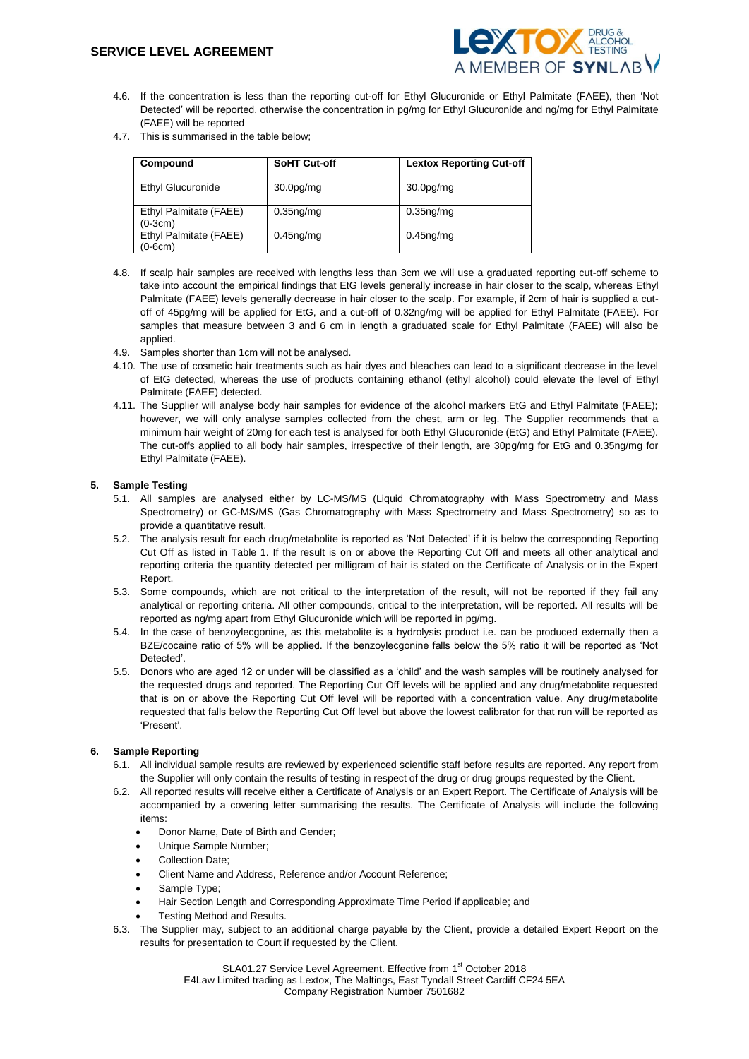4.6. If the concentration is less than the reporting cut-off for Ethyl Glucuronide or Ethyl Palmitate (FAEE), then 'Not Detected' will be reported, otherwise the concentration in pg/mg for Ethyl Glucuronide and ng/mg for Ethyl Palmitate (FAEE) will be reported

4.7. This is summarised in the table below;

| Compound | SoHT Cut-off | Lextox Reporting Cut-off |
|---|---|---|
| Ethyl Glucuronide | 30.0pg/mg | 30.0pg/mg |
| | | |
| Ethyl Palmitate (FAEE) (0-3cm) | 0.35ng/mg | 0.35ng/mg |
| Ethyl Palmitate (FAEE) (0-6cm) | 0.45ng/mg | 0.45ng/mg |

4.8. If scalp hair samples are received with lengths less than 3cm we will use a graduated reporting cut-off scheme to take into account the empirical findings that EtG levels generally increase in hair closer to the scalp, whereas Ethyl Palmitate (FAEE) levels generally decrease in hair closer to the scalp. For example, if 2cm of hair is supplied a cut-off of 45pg/mg will be applied for EtG, and a cut-off of 0.32ng/mg will be applied for Ethyl Palmitate (FAEE). For samples that measure between 3 and 6 cm in length a graduated scale for Ethyl Palmitate (FAEE) will also be applied.

4.9. Samples shorter than 1cm will not be analysed.

4.10. The use of cosmetic hair treatments such as hair dyes and bleaches can lead to a significant decrease in the level of EtG detected, whereas the use of products containing ethanol (ethyl alcohol) could elevate the level of Ethyl Palmitate (FAEE) detected.

4.11. The Supplier will analyse body hair samples for evidence of the alcohol markers EtG and Ethyl Palmitate (FAEE); however, we will only analyse samples collected from the chest, arm or leg. The Supplier recommends that a minimum hair weight of 20mg for each test is analysed for both Ethyl Glucuronide (EtG) and Ethyl Palmitate (FAEE). The cut-offs applied to all body hair samples, irrespective of their length, are 30pg/mg for EtG and 0.35ng/mg for Ethyl Palmitate (FAEE).

## 5. Sample Testing

5.1. All samples are analysed either by LC-MS/MS (Liquid Chromatography with Mass Spectrometry and Mass Spectrometry) or GC-MS/MS (Gas Chromatography with Mass Spectrometry and Mass Spectrometry) so as to provide a quantitative result.

5.2. The analysis result for each drug/metabolite is reported as 'Not Detected' if it is below the corresponding Reporting Cut Off as listed in Table 1. If the result is on or above the Reporting Cut Off and meets all other analytical and reporting criteria the quantity detected per milligram of hair is stated on the Certificate of Analysis or in the Expert Report.

5.3. Some compounds, which are not critical to the interpretation of the result, will not be reported if they fail any analytical or reporting criteria. All other compounds, critical to the interpretation, will be reported. All results will be reported as ng/mg apart from Ethyl Glucuronide which will be reported in pg/mg.

5.4. In the case of benzoylecgonine, as this metabolite is a hydrolysis product i.e. can be produced externally then a BZE/cocaine ratio of 5% will be applied. If the benzoylecgonine falls below the 5% ratio it will be reported as 'Not Detected'.

5.5. Donors who are aged 12 or under will be classified as a 'child' and the wash samples will be routinely analysed for the requested drugs and reported. The Reporting Cut Off levels will be applied and any drug/metabolite requested that is on or above the Reporting Cut Off level will be reported with a concentration value. Any drug/metabolite requested that falls below the Reporting Cut Off level but above the lowest calibrator for that run will be reported as 'Present'.

## 6. Sample Reporting

6.1. All individual sample results are reviewed by experienced scientific staff before results are reported. Any report from the Supplier will only contain the results of testing in respect of the drug or drug groups requested by the Client.

6.2. All reported results will receive either a Certificate of Analysis or an Expert Report. The Certificate of Analysis will be accompanied by a covering letter summarising the results. The Certificate of Analysis will include the following items:

- Donor Name, Date of Birth and Gender;
- Unique Sample Number;
- Collection Date;
- Client Name and Address, Reference and/or Account Reference;
- Sample Type;
- Hair Section Length and Corresponding Approximate Time Period if applicable; and
- Testing Method and Results.

6.3. The Supplier may, subject to an additional charge payable by the Client, provide a detailed Expert Report on the results for presentation to Court if requested by the Client.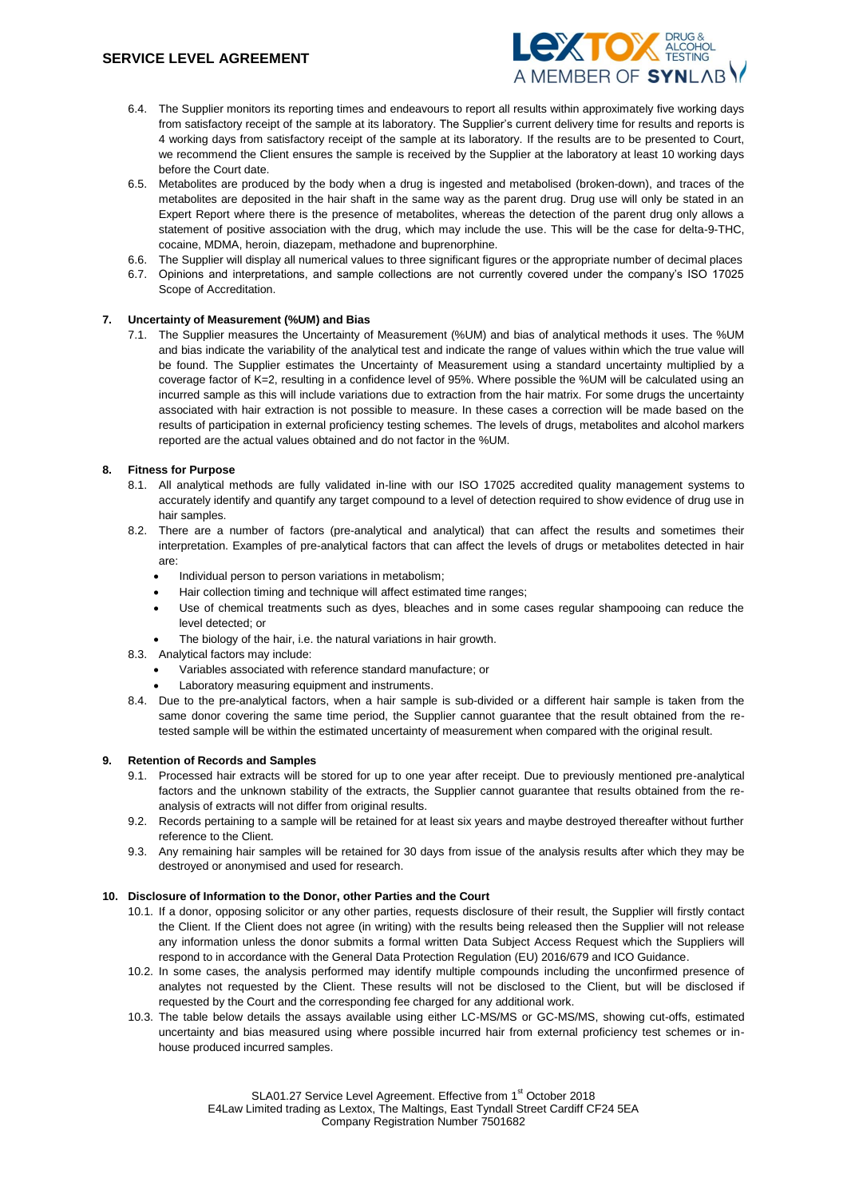6.4. The Supplier monitors its reporting times and endeavours to report all results within approximately five working days from satisfactory receipt of the sample at its laboratory. The Supplier's current delivery time for results and reports is 4 working days from satisfactory receipt of the sample at its laboratory. If the results are to be presented to Court, we recommend the Client ensures the sample is received by the Supplier at the laboratory at least 10 working days before the Court date.

6.5. Metabolites are produced by the body when a drug is ingested and metabolised (broken-down), and traces of the metabolites are deposited in the hair shaft in the same way as the parent drug. Drug use will only be stated in an Expert Report where there is the presence of metabolites, whereas the detection of the parent drug only allows a statement of positive association with the drug, which may include the use. This will be the case for delta-9-THC, cocaine, MDMA, heroin, diazepam, methadone and buprenorphine.

6.6. The Supplier will display all numerical values to three significant figures or the appropriate number of decimal places

6.7. Opinions and interpretations, and sample collections are not currently covered under the company's ISO 17025 Scope of Accreditation.

## 7. Uncertainty of Measurement (%UM) and Bias

7.1. The Supplier measures the Uncertainty of Measurement (%UM) and bias of analytical methods it uses. The %UM and bias indicate the variability of the analytical test and indicate the range of values within which the true value will be found. The Supplier estimates the Uncertainty of Measurement using a standard uncertainty multiplied by a coverage factor of K=2, resulting in a confidence level of 95%. Where possible the %UM will be calculated using an incurred sample as this will include variations due to extraction from the hair matrix. For some drugs the uncertainty associated with hair extraction is not possible to measure. In these cases a correction will be made based on the results of participation in external proficiency testing schemes. The levels of drugs, metabolites and alcohol markers reported are the actual values obtained and do not factor in the %UM.

## 8. Fitness for Purpose

8.1. All analytical methods are fully validated in-line with our ISO 17025 accredited quality management systems to accurately identify and quantify any target compound to a level of detection required to show evidence of drug use in hair samples.

8.2. There are a number of factors (pre-analytical and analytical) that can affect the results and sometimes their interpretation. Examples of pre-analytical factors that can affect the levels of drugs or metabolites detected in hair are:

- Individual person to person variations in metabolism;
- Hair collection timing and technique will affect estimated time ranges;
- Use of chemical treatments such as dyes, bleaches and in some cases regular shampooing can reduce the level detected; or
- The biology of the hair, i.e. the natural variations in hair growth.

8.3. Analytical factors may include:

- Variables associated with reference standard manufacture; or
- Laboratory measuring equipment and instruments.

8.4. Due to the pre-analytical factors, when a hair sample is sub-divided or a different hair sample is taken from the same donor covering the same time period, the Supplier cannot guarantee that the result obtained from the re-tested sample will be within the estimated uncertainty of measurement when compared with the original result.

## 9. Retention of Records and Samples

9.1. Processed hair extracts will be stored for up to one year after receipt. Due to previously mentioned pre-analytical factors and the unknown stability of the extracts, the Supplier cannot guarantee that results obtained from the re-analysis of extracts will not differ from original results.

9.2. Records pertaining to a sample will be retained for at least six years and maybe destroyed thereafter without further reference to the Client.

9.3. Any remaining hair samples will be retained for 30 days from issue of the analysis results after which they may be destroyed or anonymised and used for research.

## 10. Disclosure of Information to the Donor, other Parties and the Court

10.1. If a donor, opposing solicitor or any other parties, requests disclosure of their result, the Supplier will firstly contact the Client. If the Client does not agree (in writing) with the results being released then the Supplier will not release any information unless the donor submits a formal written Data Subject Access Request which the Suppliers will respond to in accordance with the General Data Protection Regulation (EU) 2016/679 and ICO Guidance.

10.2. In some cases, the analysis performed may identify multiple compounds including the unconfirmed presence of analytes not requested by the Client. These results will not be disclosed to the Client, but will be disclosed if requested by the Court and the corresponding fee charged for any additional work.

10.3. The table below details the assays available using either LC-MS/MS or GC-MS/MS, showing cut-offs, estimated uncertainty and bias measured using where possible incurred hair from external proficiency test schemes or in-house produced incurred samples.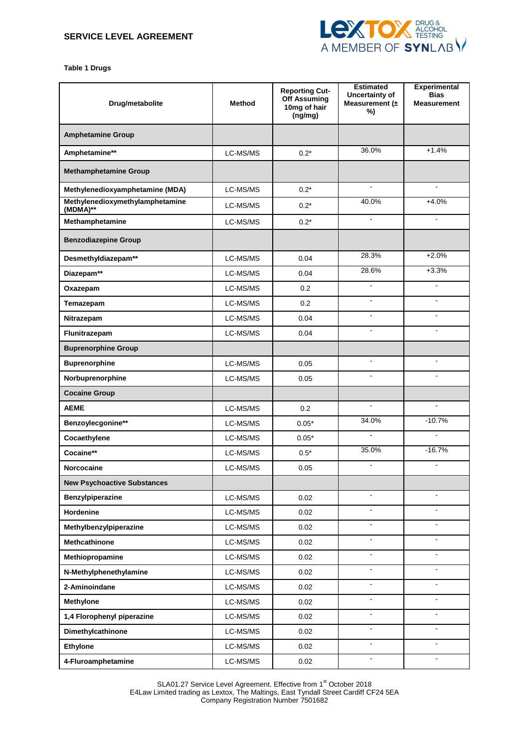**Table 1 Drugs**

| Drug/metabolite | Method | Reporting Cut-Off Assuming 10mg of hair (ng/mg) | Estimated Uncertainty of Measurement (± %) | Experimental Bias Measurement |
|---|---|---|---|---|
| **Amphetamine Group** | | | | |
| **Amphetamine**** | LC-MS/MS | 0.2* | 36.0% | +1.4% |
| **Methamphetamine Group** | | | | |
| **Methylenedioxyamphetamine (MDA)** | LC-MS/MS | 0.2* | - | - |
| **Methylenedioxymethylamphetamine (MDMA)**** | LC-MS/MS | 0.2* | 40.0% | +4.0% |
| **Methamphetamine** | LC-MS/MS | 0.2* | - | - |
| **Benzodiazepine Group** | | | | |
| **Desmethyldiazepam**** | LC-MS/MS | 0.04 | 28.3% | +2.0% |
| **Diazepam**** | LC-MS/MS | 0.04 | 28.6% | +3.3% |
| **Oxazepam** | LC-MS/MS | 0.2 | - | - |
| **Temazepam** | LC-MS/MS | 0.2 | - | - |
| **Nitrazepam** | LC-MS/MS | 0.04 | - | - |
| **Flunitrazepam** | LC-MS/MS | 0.04 | - | - |
| **Buprenorphine Group** | | | | |
| **Buprenorphine** | LC-MS/MS | 0.05 | - | - |
| **Norbuprenorphine** | LC-MS/MS | 0.05 | - | - |
| **Cocaine Group** | | | | |
| **AEME** | LC-MS/MS | 0.2 | - | - |
| **Benzoylecgonine**** | LC-MS/MS | 0.05* | 34.0% | -10.7% |
| **Cocaethylene** | LC-MS/MS | 0.05* | - | - |
| **Cocaine**** | LC-MS/MS | 0.5* | 35.0% | -16.7% |
| **Norcocaine** | LC-MS/MS | 0.05 | - | - |
| **New Psychoactive Substances** | | | | |
| **Benzylpiperazine** | LC-MS/MS | 0.02 | - | - |
| **Hordenine** | LC-MS/MS | 0.02 | - | - |
| **Methylbenzylpiperazine** | LC-MS/MS | 0.02 | - | - |
| **Methcathinone** | LC-MS/MS | 0.02 | - | - |
| **Methiopropamine** | LC-MS/MS | 0.02 | - | - |
| **N-Methylphenethylamine** | LC-MS/MS | 0.02 | - | - |
| **2-Aminoindane** | LC-MS/MS | 0.02 | - | - |
| **Methylone** | LC-MS/MS | 0.02 | - | - |
| **1,4 Florophenyl piperazine** | LC-MS/MS | 0.02 | - | - |
| **Dimethylcathinone** | LC-MS/MS | 0.02 | - | - |
| **Ethylone** | LC-MS/MS | 0.02 | - | - |
| **4-Fluroamphetamine** | LC-MS/MS | 0.02 | - | - |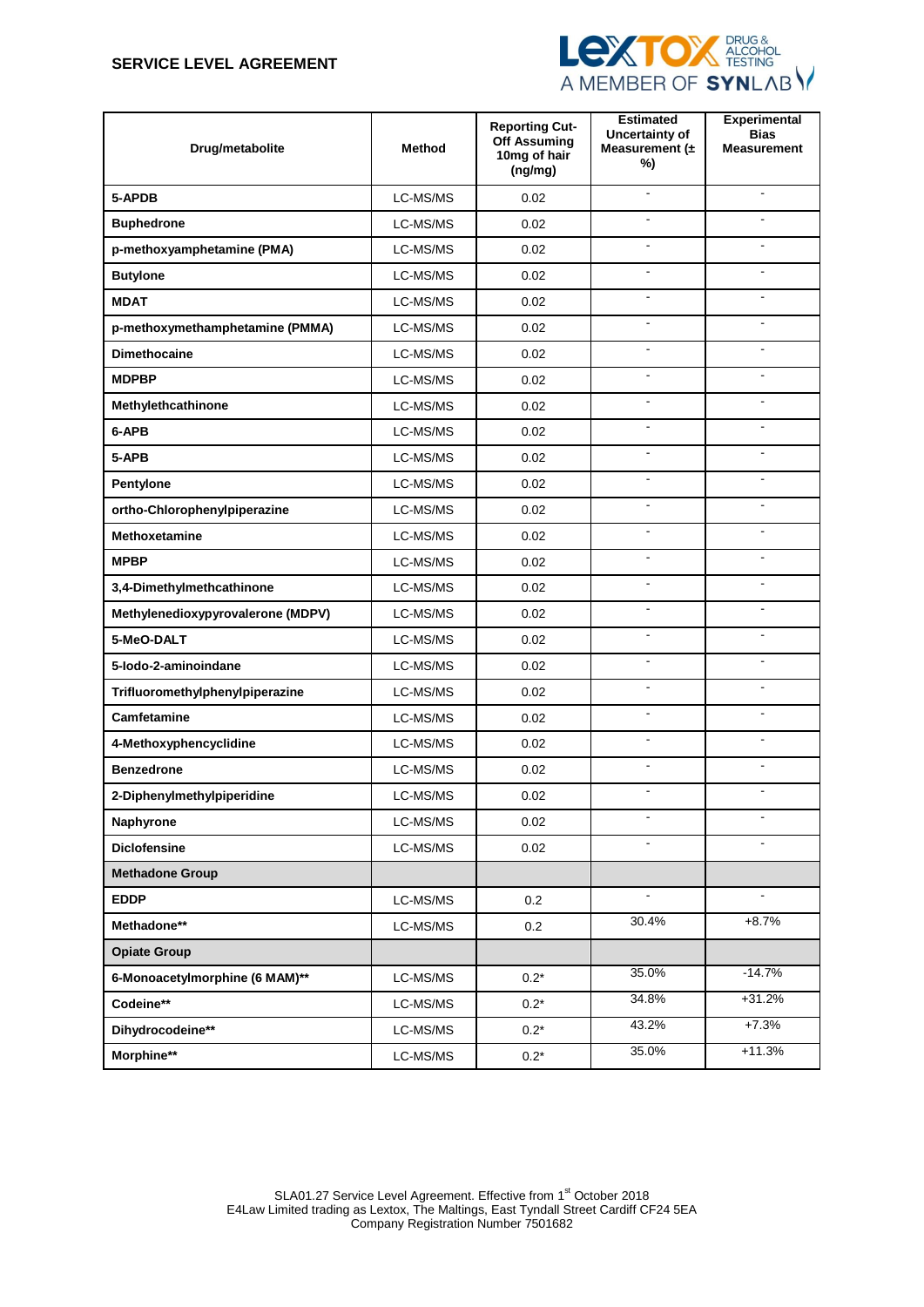**SERVICE LEVEL AGREEMENT**

| Drug/metabolite | Method | Reporting Cut-Off Assuming 10mg of hair (ng/mg) | Estimated Uncertainty of Measurement (± %) | Experimental Bias Measurement |
|---|---|---|---|---|
| **5-APDB** | LC-MS/MS | 0.02 | - | - |
| **Buphedrone** | LC-MS/MS | 0.02 | - | - |
| **p-methoxyamphetamine (PMA)** | LC-MS/MS | 0.02 | - | - |
| **Butylone** | LC-MS/MS | 0.02 | - | - |
| **MDAT** | LC-MS/MS | 0.02 | - | - |
| **p-methoxymethamphetamine (PMMA)** | LC-MS/MS | 0.02 | - | - |
| **Dimethocaine** | LC-MS/MS | 0.02 | - | - |
| **MDPBP** | LC-MS/MS | 0.02 | - | - |
| **Methylethcathinone** | LC-MS/MS | 0.02 | - | - |
| **6-APB** | LC-MS/MS | 0.02 | - | - |
| **5-APB** | LC-MS/MS | 0.02 | - | - |
| **Pentylone** | LC-MS/MS | 0.02 | - | - |
| **ortho-Chlorophenylpiperazine** | LC-MS/MS | 0.02 | - | - |
| **Methoxetamine** | LC-MS/MS | 0.02 | - | - |
| **MPBP** | LC-MS/MS | 0.02 | - | - |
| **3,4-Dimethylmethcathinone** | LC-MS/MS | 0.02 | - | - |
| **Methylenedioxypyrovalerone (MDPV)** | LC-MS/MS | 0.02 | - | - |
| **5-MeO-DALT** | LC-MS/MS | 0.02 | - | - |
| **5-Iodo-2-aminoindane** | LC-MS/MS | 0.02 | - | - |
| **Trifluoromethylphenylpiperazine** | LC-MS/MS | 0.02 | - | - |
| **Camfetamine** | LC-MS/MS | 0.02 | - | - |
| **4-Methoxyphencyclidine** | LC-MS/MS | 0.02 | - | - |
| **Benzedrone** | LC-MS/MS | 0.02 | - | - |
| **2-Diphenylmethylpiperidine** | LC-MS/MS | 0.02 | - | - |
| **Naphyrone** | LC-MS/MS | 0.02 | - | - |
| **Diclofensine** | LC-MS/MS | 0.02 | - | - |
| **Methadone Group** | | | | |
| **EDDP** | LC-MS/MS | 0.2 | - | - |
| **Methadone**** | LC-MS/MS | 0.2 | 30.4% | +8.7% |
| **Opiate Group** | | | | |
| **6-Monoacetylmorphine (6 MAM)**** | LC-MS/MS | 0.2* | 35.0% | -14.7% |
| **Codeine**** | LC-MS/MS | 0.2* | 34.8% | +31.2% |
| **Dihydrocodeine**** | LC-MS/MS | 0.2* | 43.2% | +7.3% |
| **Morphine**** | LC-MS/MS | 0.2* | 35.0% | +11.3% |

SLA01.27 Service Level Agreement. Effective from 1st October 2018
E4Law Limited trading as Lextox, The Maltings, East Tyndall Street Cardiff CF24 5EA
Company Registration Number 7501682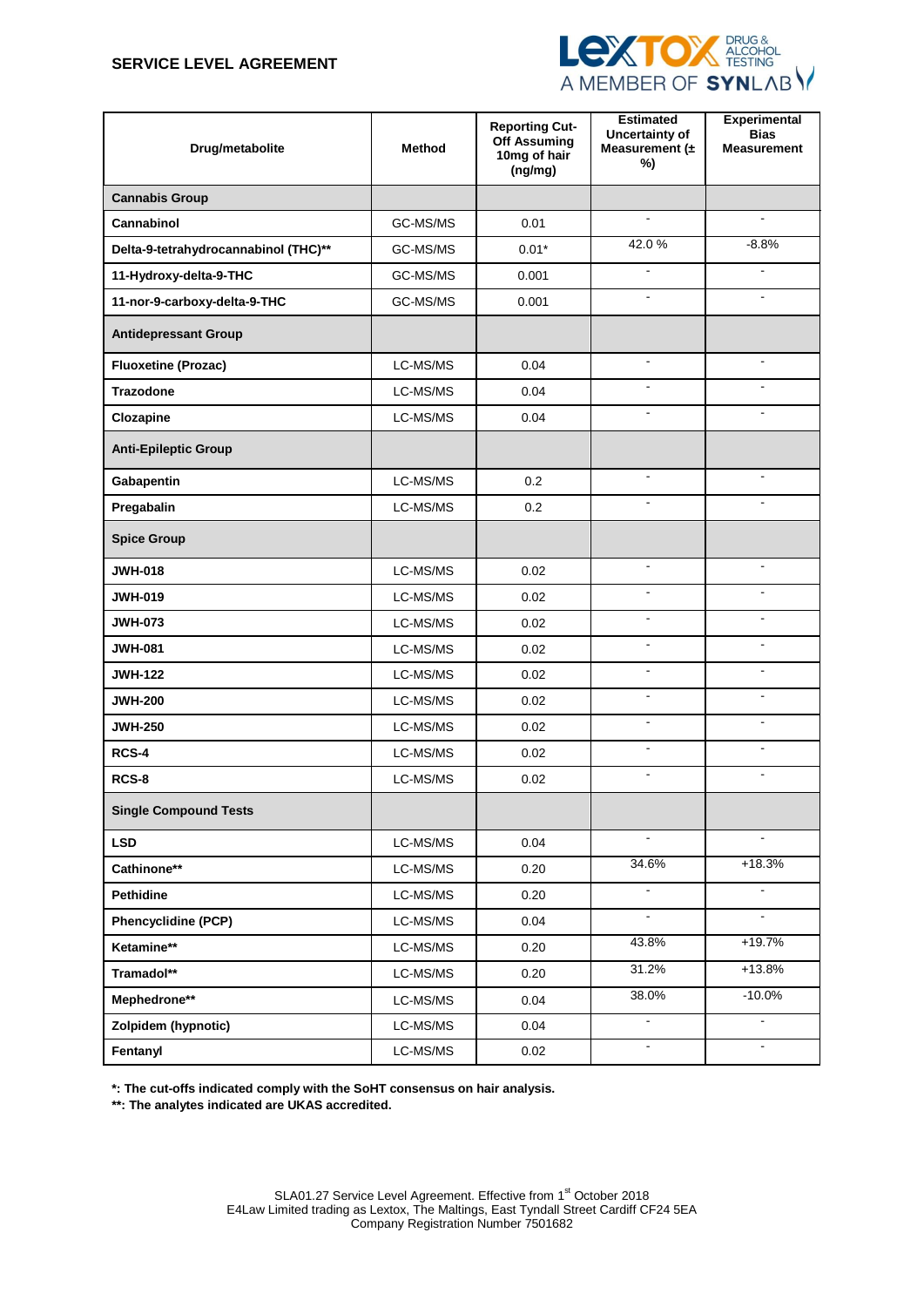| Drug/metabolite | Method | Reporting Cut-Off Assuming 10mg of hair (ng/mg) | Estimated Uncertainty of Measurement (± %) | Experimental Bias Measurement |
|---|---|---|---|---|
| **Cannabis Group** | | | | |
| **Cannabinol** | GC-MS/MS | 0.01 | - | - |
| **Delta-9-tetrahydrocannabinol (THC)**** | GC-MS/MS | 0.01* | 42.0 % | -8.8% |
| **11-Hydroxy-delta-9-THC** | GC-MS/MS | 0.001 | - | - |
| **11-nor-9-carboxy-delta-9-THC** | GC-MS/MS | 0.001 | - | - |
| **Antidepressant Group** | | | | |
| **Fluoxetine (Prozac)** | LC-MS/MS | 0.04 | - | - |
| **Trazodone** | LC-MS/MS | 0.04 | - | - |
| **Clozapine** | LC-MS/MS | 0.04 | - | - |
| **Anti-Epileptic Group** | | | | |
| **Gabapentin** | LC-MS/MS | 0.2 | - | - |
| **Pregabalin** | LC-MS/MS | 0.2 | - | - |
| **Spice Group** | | | | |
| **JWH-018** | LC-MS/MS | 0.02 | - | - |
| **JWH-019** | LC-MS/MS | 0.02 | - | - |
| **JWH-073** | LC-MS/MS | 0.02 | - | - |
| **JWH-081** | LC-MS/MS | 0.02 | - | - |
| **JWH-122** | LC-MS/MS | 0.02 | - | - |
| **JWH-200** | LC-MS/MS | 0.02 | - | - |
| **JWH-250** | LC-MS/MS | 0.02 | - | - |
| **RCS-4** | LC-MS/MS | 0.02 | - | - |
| **RCS-8** | LC-MS/MS | 0.02 | - | - |
| **Single Compound Tests** | | | | |
| **LSD** | LC-MS/MS | 0.04 | - | - |
| **Cathinone**** | LC-MS/MS | 0.20 | 34.6% | +18.3% |
| **Pethidine** | LC-MS/MS | 0.20 | - | - |
| **Phencyclidine (PCP)** | LC-MS/MS | 0.04 | - | - |
| **Ketamine**** | LC-MS/MS | 0.20 | 43.8% | +19.7% |
| **Tramadol**** | LC-MS/MS | 0.20 | 31.2% | +13.8% |
| **Mephedrone**** | LC-MS/MS | 0.04 | 38.0% | -10.0% |
| **Zolpidem (hypnotic)** | LC-MS/MS | 0.04 | - | - |
| **Fentanyl** | LC-MS/MS | 0.02 | - | - |

**\*: The cut-offs indicated comply with the SoHT consensus on hair analysis.**

**\*\*: The analytes indicated are UKAS accredited.**

SLA01.27 Service Level Agreement. Effective from 1st October 2018
E4Law Limited trading as Lextox, The Maltings, East Tyndall Street Cardiff CF24 5EA
Company Registration Number 7501682